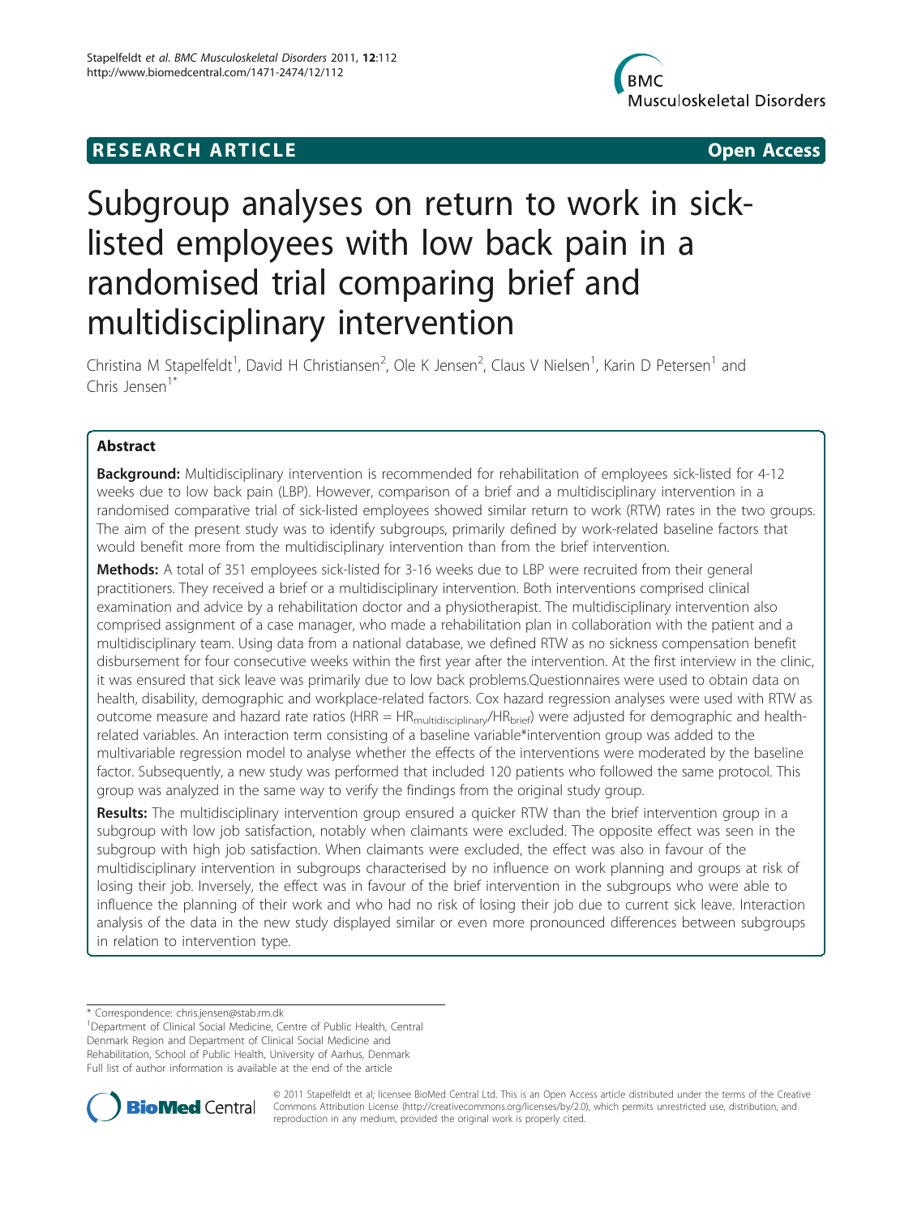**RESEARCH ARTICLE** **Open Access**

# Subgroup analyses on return to work in sick-listed employees with low back pain in a randomised trial comparing brief and multidisciplinary intervention

Christina M Stapelfeldt[1], David H Christiansen[2], Ole K Jensen[2], Claus V Nielsen[1], Karin D Petersen[1] and Chris Jensen[1*]

## Abstract

**Background:** Multidisciplinary intervention is recommended for rehabilitation of employees sick-listed for 4-12 weeks due to low back pain (LBP). However, comparison of a brief and a multidisciplinary intervention in a randomised comparative trial of sick-listed employees showed similar return to work (RTW) rates in the two groups. The aim of the present study was to identify subgroups, primarily defined by work-related baseline factors that would benefit more from the multidisciplinary intervention than from the brief intervention.

**Methods:** A total of 351 employees sick-listed for 3-16 weeks due to LBP were recruited from their general practitioners. They received a brief or a multidisciplinary intervention. Both interventions comprised clinical examination and advice by a rehabilitation doctor and a physiotherapist. The multidisciplinary intervention also comprised assignment of a case manager, who made a rehabilitation plan in collaboration with the patient and a multidisciplinary team. Using data from a national database, we defined RTW as no sickness compensation benefit disbursement for four consecutive weeks within the first year after the intervention. At the first interview in the clinic, it was ensured that sick leave was primarily due to low back problems.Questionnaires were used to obtain data on health, disability, demographic and workplace-related factors. Cox hazard regression analyses were used with RTW as outcome measure and hazard rate ratios (HRR = $HR_{multidisciplinary}/HR_{brief}$) were adjusted for demographic and health-related variables. An interaction term consisting of a baseline variable*intervention group was added to the multivariable regression model to analyse whether the effects of the interventions were moderated by the baseline factor. Subsequently, a new study was performed that included 120 patients who followed the same protocol. This group was analyzed in the same way to verify the findings from the original study group.

**Results:** The multidisciplinary intervention group ensured a quicker RTW than the brief intervention group in a subgroup with low job satisfaction, notably when claimants were excluded. The opposite effect was seen in the subgroup with high job satisfaction. When claimants were excluded, the effect was also in favour of the multidisciplinary intervention in subgroups characterised by no influence on work planning and groups at risk of losing their job. Inversely, the effect was in favour of the brief intervention in the subgroups who were able to influence the planning of their work and who had no risk of losing their job due to current sick leave. Interaction analysis of the data in the new study displayed similar or even more pronounced differences between subgroups in relation to intervention type.

\* Correspondence: chris.jensen@stab.rm.dk

[1]Department of Clinical Social Medicine, Centre of Public Health, Central Denmark Region and Department of Clinical Social Medicine and Rehabilitation, School of Public Health, University of Aarhus, Denmark

Full list of author information is available at the end of the article

© 2011 Stapelfeldt et al; licensee BioMed Central Ltd. This is an Open Access article distributed under the terms of the Creative Commons Attribution License (http://creativecommons.org/licenses/by/2.0), which permits unrestricted use, distribution, and reproduction in any medium, provided the original work is properly cited.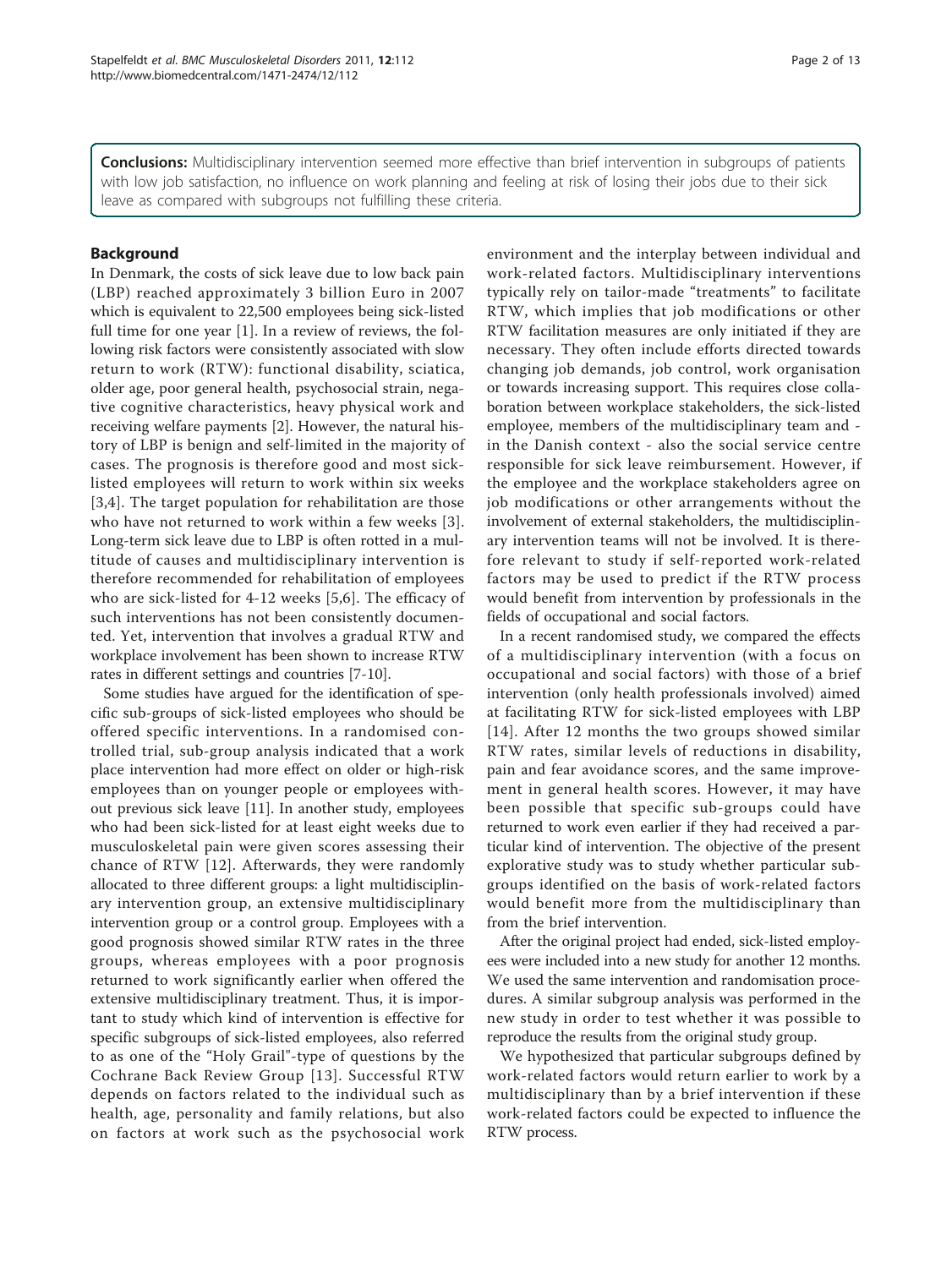**Conclusions:** Multidisciplinary intervention seemed more effective than brief intervention in subgroups of patients with low job satisfaction, no influence on work planning and feeling at risk of losing their jobs due to their sick leave as compared with subgroups not fulfilling these criteria.

## Background

In Denmark, the costs of sick leave due to low back pain (LBP) reached approximately 3 billion Euro in 2007 which is equivalent to 22,500 employees being sick-listed full time for one year [1]. In a review of reviews, the following risk factors were consistently associated with slow return to work (RTW): functional disability, sciatica, older age, poor general health, psychosocial strain, negative cognitive characteristics, heavy physical work and receiving welfare payments [2]. However, the natural history of LBP is benign and self-limited in the majority of cases. The prognosis is therefore good and most sick-listed employees will return to work within six weeks [3,4]. The target population for rehabilitation are those who have not returned to work within a few weeks [3]. Long-term sick leave due to LBP is often rotted in a multitude of causes and multidisciplinary intervention is therefore recommended for rehabilitation of employees who are sick-listed for 4-12 weeks [5,6]. The efficacy of such interventions has not been consistently documented. Yet, intervention that involves a gradual RTW and workplace involvement has been shown to increase RTW rates in different settings and countries [7-10].

Some studies have argued for the identification of specific sub-groups of sick-listed employees who should be offered specific interventions. In a randomised controlled trial, sub-group analysis indicated that a work place intervention had more effect on older or high-risk employees than on younger people or employees without previous sick leave [11]. In another study, employees who had been sick-listed for at least eight weeks due to musculoskeletal pain were given scores assessing their chance of RTW [12]. Afterwards, they were randomly allocated to three different groups: a light multidisciplinary intervention group, an extensive multidisciplinary intervention group or a control group. Employees with a good prognosis showed similar RTW rates in the three groups, whereas employees with a poor prognosis returned to work significantly earlier when offered the extensive multidisciplinary treatment. Thus, it is important to study which kind of intervention is effective for specific subgroups of sick-listed employees, also referred to as one of the "Holy Grail"-type of questions by the Cochrane Back Review Group [13]. Successful RTW depends on factors related to the individual such as health, age, personality and family relations, but also on factors at work such as the psychosocial work environment and the interplay between individual and work-related factors. Multidisciplinary interventions typically rely on tailor-made "treatments" to facilitate RTW, which implies that job modifications or other RTW facilitation measures are only initiated if they are necessary. They often include efforts directed towards changing job demands, job control, work organisation or towards increasing support. This requires close collaboration between workplace stakeholders, the sick-listed employee, members of the multidisciplinary team and - in the Danish context - also the social service centre responsible for sick leave reimbursement. However, if the employee and the workplace stakeholders agree on job modifications or other arrangements without the involvement of external stakeholders, the multidisciplinary intervention teams will not be involved. It is therefore relevant to study if self-reported work-related factors may be used to predict if the RTW process would benefit from intervention by professionals in the fields of occupational and social factors.

In a recent randomised study, we compared the effects of a multidisciplinary intervention (with a focus on occupational and social factors) with those of a brief intervention (only health professionals involved) aimed at facilitating RTW for sick-listed employees with LBP [14]. After 12 months the two groups showed similar RTW rates, similar levels of reductions in disability, pain and fear avoidance scores, and the same improvement in general health scores. However, it may have been possible that specific sub-groups could have returned to work even earlier if they had received a particular kind of intervention. The objective of the present explorative study was to study whether particular subgroups identified on the basis of work-related factors would benefit more from the multidisciplinary than from the brief intervention.

After the original project had ended, sick-listed employees were included into a new study for another 12 months. We used the same intervention and randomisation procedures. A similar subgroup analysis was performed in the new study in order to test whether it was possible to reproduce the results from the original study group.

We hypothesized that particular subgroups defined by work-related factors would return earlier to work by a multidisciplinary than by a brief intervention if these work-related factors could be expected to influence the RTW process.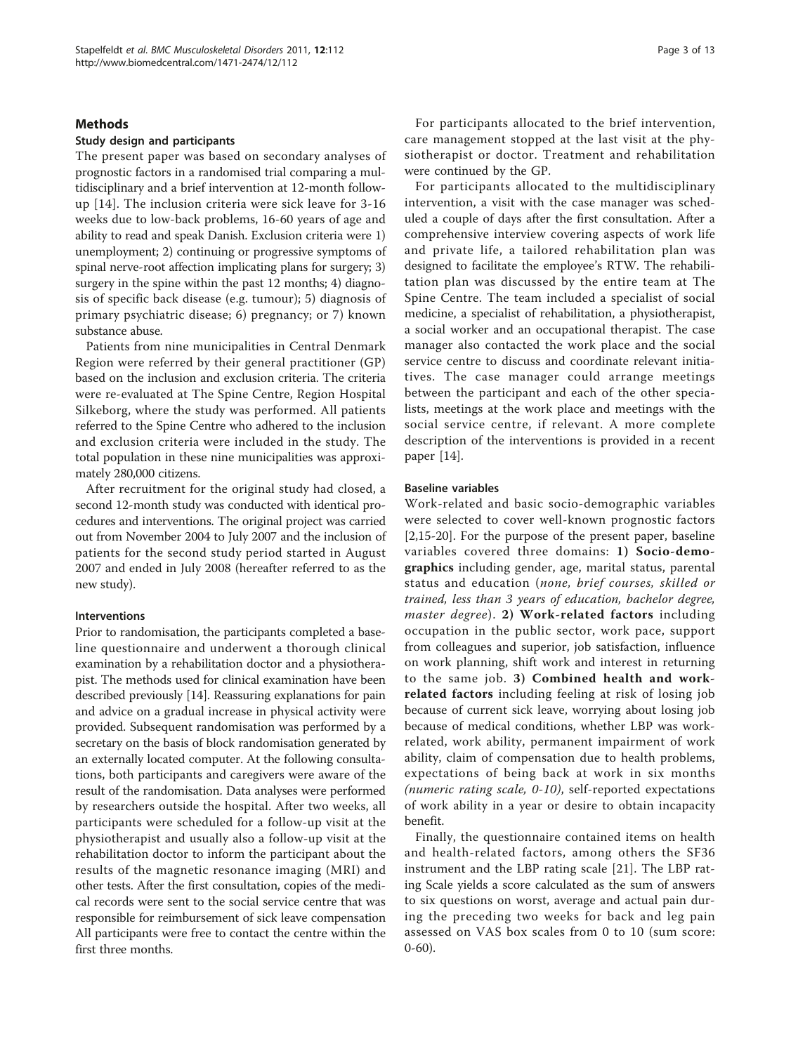## Methods

### Study design and participants

The present paper was based on secondary analyses of prognostic factors in a randomised trial comparing a multidisciplinary and a brief intervention at 12-month follow-up [14]. The inclusion criteria were sick leave for 3-16 weeks due to low-back problems, 16-60 years of age and ability to read and speak Danish. Exclusion criteria were 1) unemployment; 2) continuing or progressive symptoms of spinal nerve-root affection implicating plans for surgery; 3) surgery in the spine within the past 12 months; 4) diagnosis of specific back disease (e.g. tumour); 5) diagnosis of primary psychiatric disease; 6) pregnancy; or 7) known substance abuse.

Patients from nine municipalities in Central Denmark Region were referred by their general practitioner (GP) based on the inclusion and exclusion criteria. The criteria were re-evaluated at The Spine Centre, Region Hospital Silkeborg, where the study was performed. All patients referred to the Spine Centre who adhered to the inclusion and exclusion criteria were included in the study. The total population in these nine municipalities was approximately 280,000 citizens.

After recruitment for the original study had closed, a second 12-month study was conducted with identical procedures and interventions. The original project was carried out from November 2004 to July 2007 and the inclusion of patients for the second study period started in August 2007 and ended in July 2008 (hereafter referred to as the new study).

### Interventions

Prior to randomisation, the participants completed a baseline questionnaire and underwent a thorough clinical examination by a rehabilitation doctor and a physiotherapist. The methods used for clinical examination have been described previously [14]. Reassuring explanations for pain and advice on a gradual increase in physical activity were provided. Subsequent randomisation was performed by a secretary on the basis of block randomisation generated by an externally located computer. At the following consultations, both participants and caregivers were aware of the result of the randomisation. Data analyses were performed by researchers outside the hospital. After two weeks, all participants were scheduled for a follow-up visit at the physiotherapist and usually also a follow-up visit at the rehabilitation doctor to inform the participant about the results of the magnetic resonance imaging (MRI) and other tests. After the first consultation, copies of the medical records were sent to the social service centre that was responsible for reimbursement of sick leave compensation All participants were free to contact the centre within the first three months.

For participants allocated to the brief intervention, care management stopped at the last visit at the physiotherapist or doctor. Treatment and rehabilitation were continued by the GP.

For participants allocated to the multidisciplinary intervention, a visit with the case manager was scheduled a couple of days after the first consultation. After a comprehensive interview covering aspects of work life and private life, a tailored rehabilitation plan was designed to facilitate the employee's RTW. The rehabilitation plan was discussed by the entire team at The Spine Centre. The team included a specialist of social medicine, a specialist of rehabilitation, a physiotherapist, a social worker and an occupational therapist. The case manager also contacted the work place and the social service centre to discuss and coordinate relevant initiatives. The case manager could arrange meetings between the participant and each of the other specialists, meetings at the work place and meetings with the social service centre, if relevant. A more complete description of the interventions is provided in a recent paper [14].

### Baseline variables

Work-related and basic socio-demographic variables were selected to cover well-known prognostic factors [2,15-20]. For the purpose of the present paper, baseline variables covered three domains: **1) Socio-demographics** including gender, age, marital status, parental status and education (*none, brief courses, skilled or trained, less than 3 years of education, bachelor degree, master degree*). **2) Work-related factors** including occupation in the public sector, work pace, support from colleagues and superior, job satisfaction, influence on work planning, shift work and interest in returning to the same job. **3) Combined health and work-related factors** including feeling at risk of losing job because of current sick leave, worrying about losing job because of medical conditions, whether LBP was work-related, work ability, permanent impairment of work ability, claim of compensation due to health problems, expectations of being back at work in six months *(numeric rating scale, 0-10)*, self-reported expectations of work ability in a year or desire to obtain incapacity benefit.

Finally, the questionnaire contained items on health and health-related factors, among others the SF36 instrument and the LBP rating scale [21]. The LBP rating Scale yields a score calculated as the sum of answers to six questions on worst, average and actual pain during the preceding two weeks for back and leg pain assessed on VAS box scales from 0 to 10 (sum score: 0-60).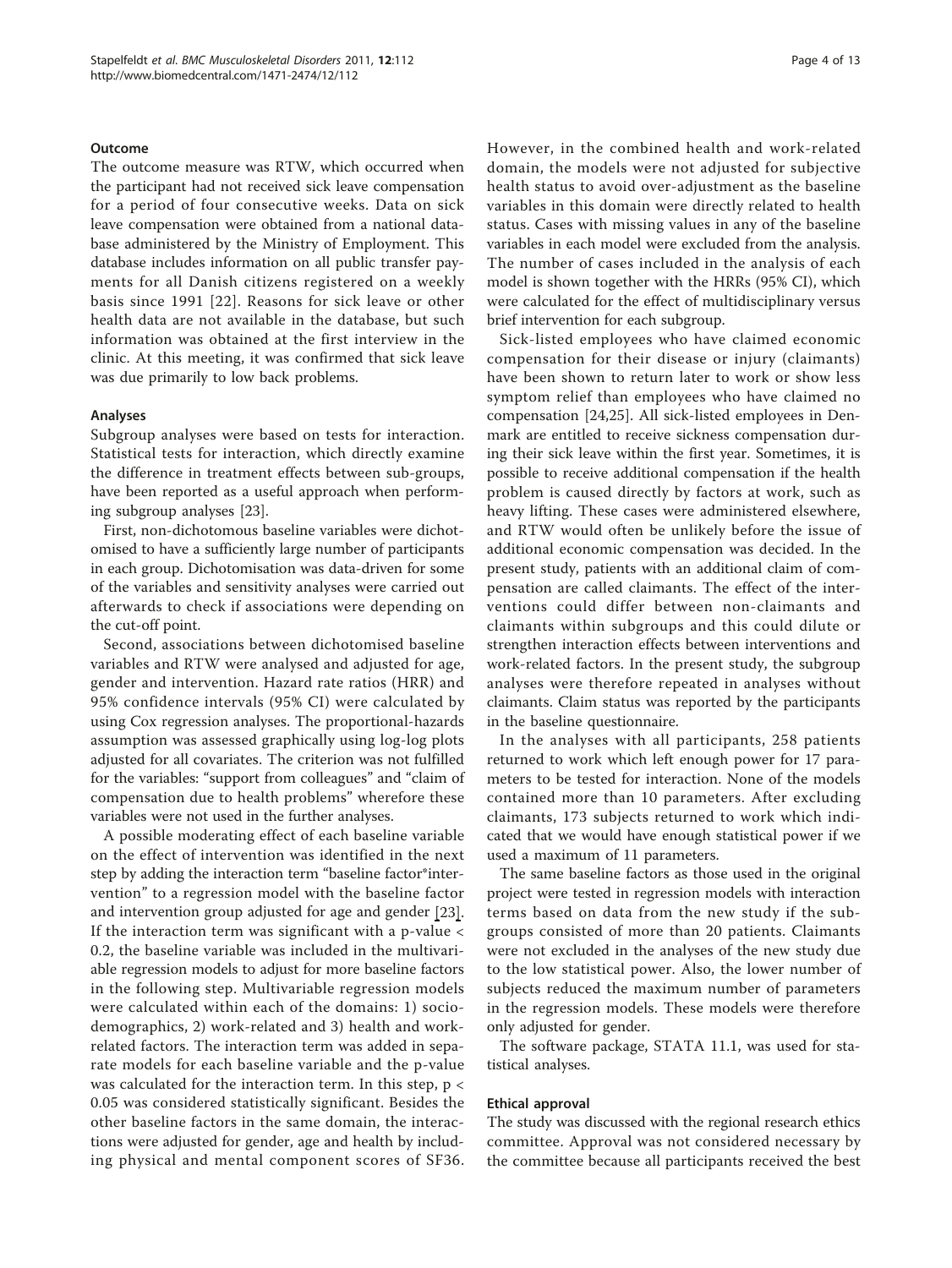#### Outcome

The outcome measure was RTW, which occurred when the participant had not received sick leave compensation for a period of four consecutive weeks. Data on sick leave compensation were obtained from a national database administered by the Ministry of Employment. This database includes information on all public transfer payments for all Danish citizens registered on a weekly basis since 1991 [22]. Reasons for sick leave or other health data are not available in the database, but such information was obtained at the first interview in the clinic. At this meeting, it was confirmed that sick leave was due primarily to low back problems.

#### Analyses

Subgroup analyses were based on tests for interaction. Statistical tests for interaction, which directly examine the difference in treatment effects between sub-groups, have been reported as a useful approach when performing subgroup analyses [23].

First, non-dichotomous baseline variables were dichotomised to have a sufficiently large number of participants in each group. Dichotomisation was data-driven for some of the variables and sensitivity analyses were carried out afterwards to check if associations were depending on the cut-off point.

Second, associations between dichotomised baseline variables and RTW were analysed and adjusted for age, gender and intervention. Hazard rate ratios (HRR) and 95% confidence intervals (95% CI) were calculated by using Cox regression analyses. The proportional-hazards assumption was assessed graphically using log-log plots adjusted for all covariates. The criterion was not fulfilled for the variables: "support from colleagues" and "claim of compensation due to health problems" wherefore these variables were not used in the further analyses.

A possible moderating effect of each baseline variable on the effect of intervention was identified in the next step by adding the interaction term "baseline factor*intervention" to a regression model with the baseline factor and intervention group adjusted for age and gender [23]. If the interaction term was significant with a p-value $< 0.2$, the baseline variable was included in the multivariable regression models to adjust for more baseline factors in the following step. Multivariable regression models were calculated within each of the domains: 1) sociodemographics, 2) work-related and 3) health and work-related factors. The interaction term was added in separate models for each baseline variable and the p-value was calculated for the interaction term. In this step, $p < 0.05$ was considered statistically significant. Besides the other baseline factors in the same domain, the interactions were adjusted for gender, age and health by including physical and mental component scores of SF36. However, in the combined health and work-related domain, the models were not adjusted for subjective health status to avoid over-adjustment as the baseline variables in this domain were directly related to health status. Cases with missing values in any of the baseline variables in each model were excluded from the analysis. The number of cases included in the analysis of each model is shown together with the HRRs (95% CI), which were calculated for the effect of multidisciplinary versus brief intervention for each subgroup.

Sick-listed employees who have claimed economic compensation for their disease or injury (claimants) have been shown to return later to work or show less symptom relief than employees who have claimed no compensation [24,25]. All sick-listed employees in Denmark are entitled to receive sickness compensation during their sick leave within the first year. Sometimes, it is possible to receive additional compensation if the health problem is caused directly by factors at work, such as heavy lifting. These cases were administered elsewhere, and RTW would often be unlikely before the issue of additional economic compensation was decided. In the present study, patients with an additional claim of compensation are called claimants. The effect of the interventions could differ between non-claimants and claimants within subgroups and this could dilute or strengthen interaction effects between interventions and work-related factors. In the present study, the subgroup analyses were therefore repeated in analyses without claimants. Claim status was reported by the participants in the baseline questionnaire.

In the analyses with all participants, 258 patients returned to work which left enough power for 17 parameters to be tested for interaction. None of the models contained more than 10 parameters. After excluding claimants, 173 subjects returned to work which indicated that we would have enough statistical power if we used a maximum of 11 parameters.

The same baseline factors as those used in the original project were tested in regression models with interaction terms based on data from the new study if the subgroups consisted of more than 20 patients. Claimants were not excluded in the analyses of the new study due to the low statistical power. Also, the lower number of subjects reduced the maximum number of parameters in the regression models. These models were therefore only adjusted for gender.

The software package, STATA 11.1, was used for statistical analyses.

#### Ethical approval

The study was discussed with the regional research ethics committee. Approval was not considered necessary by the committee because all participants received the best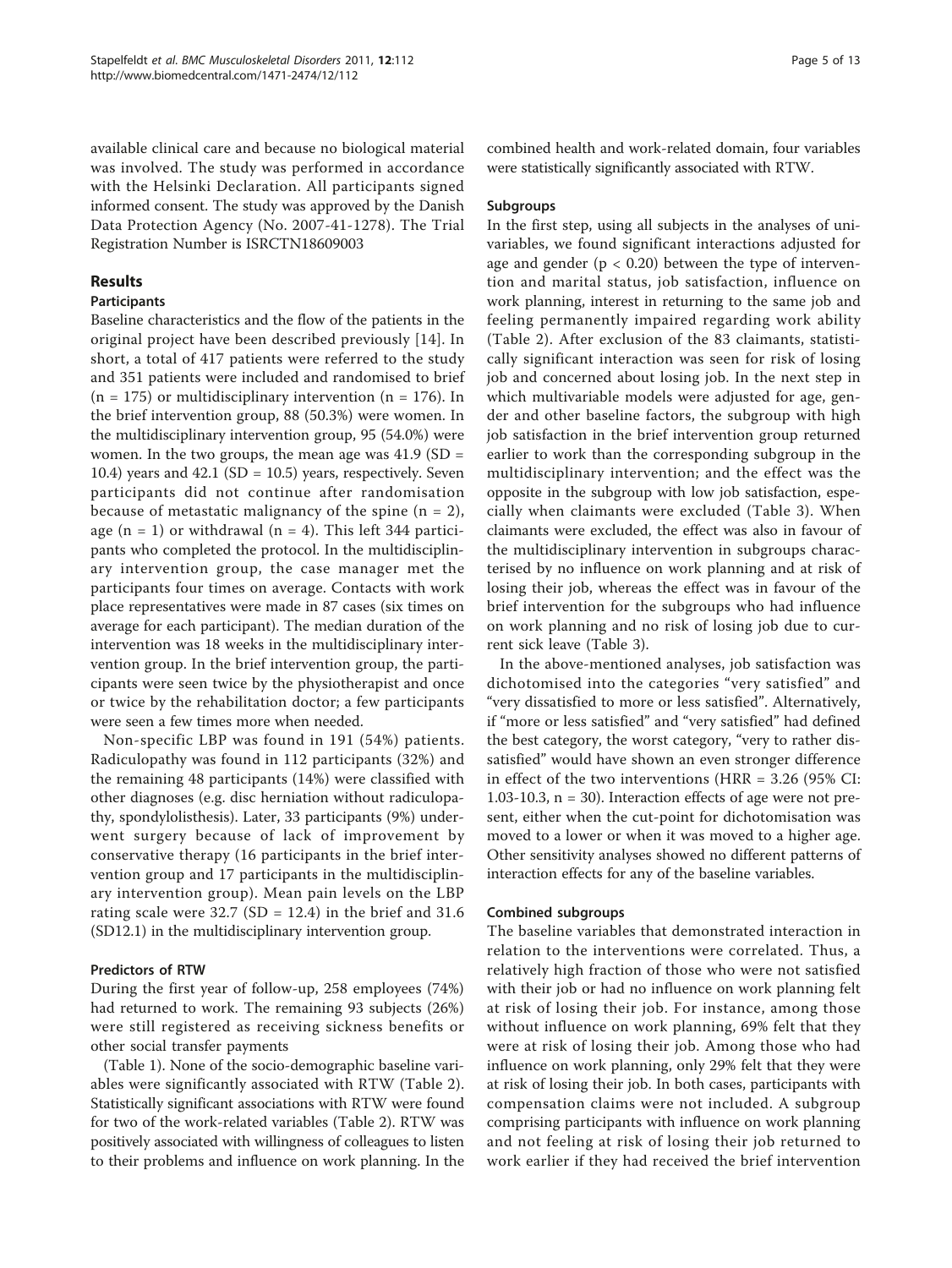available clinical care and because no biological material was involved. The study was performed in accordance with the Helsinki Declaration. All participants signed informed consent. The study was approved by the Danish Data Protection Agency (No. 2007-41-1278). The Trial Registration Number is ISRCTN18609003

## Results

### Participants

Baseline characteristics and the flow of the patients in the original project have been described previously [14]. In short, a total of 417 patients were referred to the study and 351 patients were included and randomised to brief (n = 175) or multidisciplinary intervention (n = 176). In the brief intervention group, 88 (50.3%) were women. In the multidisciplinary intervention group, 95 (54.0%) were women. In the two groups, the mean age was 41.9 (SD = 10.4) years and 42.1 (SD = 10.5) years, respectively. Seven participants did not continue after randomisation because of metastatic malignancy of the spine (n = 2), age (n = 1) or withdrawal (n = 4). This left 344 participants who completed the protocol. In the multidisciplinary intervention group, the case manager met the participants four times on average. Contacts with work place representatives were made in 87 cases (six times on average for each participant). The median duration of the intervention was 18 weeks in the multidisciplinary intervention group. In the brief intervention group, the participants were seen twice by the physiotherapist and once or twice by the rehabilitation doctor; a few participants were seen a few times more when needed.

Non-specific LBP was found in 191 (54%) patients. Radiculopathy was found in 112 participants (32%) and the remaining 48 participants (14%) were classified with other diagnoses (e.g. disc herniation without radiculopathy, spondylolisthesis). Later, 33 participants (9%) underwent surgery because of lack of improvement by conservative therapy (16 participants in the brief intervention group and 17 participants in the multidisciplinary intervention group). Mean pain levels on the LBP rating scale were 32.7 (SD = 12.4) in the brief and 31.6 (SD12.1) in the multidisciplinary intervention group.

### Predictors of RTW

During the first year of follow-up, 258 employees (74%) had returned to work. The remaining 93 subjects (26%) were still registered as receiving sickness benefits or other social transfer payments

(Table 1). None of the socio-demographic baseline variables were significantly associated with RTW (Table 2). Statistically significant associations with RTW were found for two of the work-related variables (Table 2). RTW was positively associated with willingness of colleagues to listen to their problems and influence on work planning. In the combined health and work-related domain, four variables were statistically significantly associated with RTW.

### Subgroups

In the first step, using all subjects in the analyses of univariables, we found significant interactions adjusted for age and gender ($p < 0.20$) between the type of intervention and marital status, job satisfaction, influence on work planning, interest in returning to the same job and feeling permanently impaired regarding work ability (Table 2). After exclusion of the 83 claimants, statistically significant interaction was seen for risk of losing job and concerned about losing job. In the next step in which multivariable models were adjusted for age, gender and other baseline factors, the subgroup with high job satisfaction in the brief intervention group returned earlier to work than the corresponding subgroup in the multidisciplinary intervention; and the effect was the opposite in the subgroup with low job satisfaction, especially when claimants were excluded (Table 3). When claimants were excluded, the effect was also in favour of the multidisciplinary intervention in subgroups characterised by no influence on work planning and at risk of losing their job, whereas the effect was in favour of the brief intervention for the subgroups who had influence on work planning and no risk of losing job due to current sick leave (Table 3).

In the above-mentioned analyses, job satisfaction was dichotomised into the categories "very satisfied" and "very dissatisfied to more or less satisfied". Alternatively, if "more or less satisfied" and "very satisfied" had defined the best category, the worst category, "very to rather dissatisfied" would have shown an even stronger difference in effect of the two interventions (HRR = 3.26 (95% CI: 1.03-10.3, n = 30). Interaction effects of age were not present, either when the cut-point for dichotomisation was moved to a lower or when it was moved to a higher age. Other sensitivity analyses showed no different patterns of interaction effects for any of the baseline variables.

### Combined subgroups

The baseline variables that demonstrated interaction in relation to the interventions were correlated. Thus, a relatively high fraction of those who were not satisfied with their job or had no influence on work planning felt at risk of losing their job. For instance, among those without influence on work planning, 69% felt that they were at risk of losing their job. Among those who had influence on work planning, only 29% felt that they were at risk of losing their job. In both cases, participants with compensation claims were not included. A subgroup comprising participants with influence on work planning and not feeling at risk of losing their job returned to work earlier if they had received the brief intervention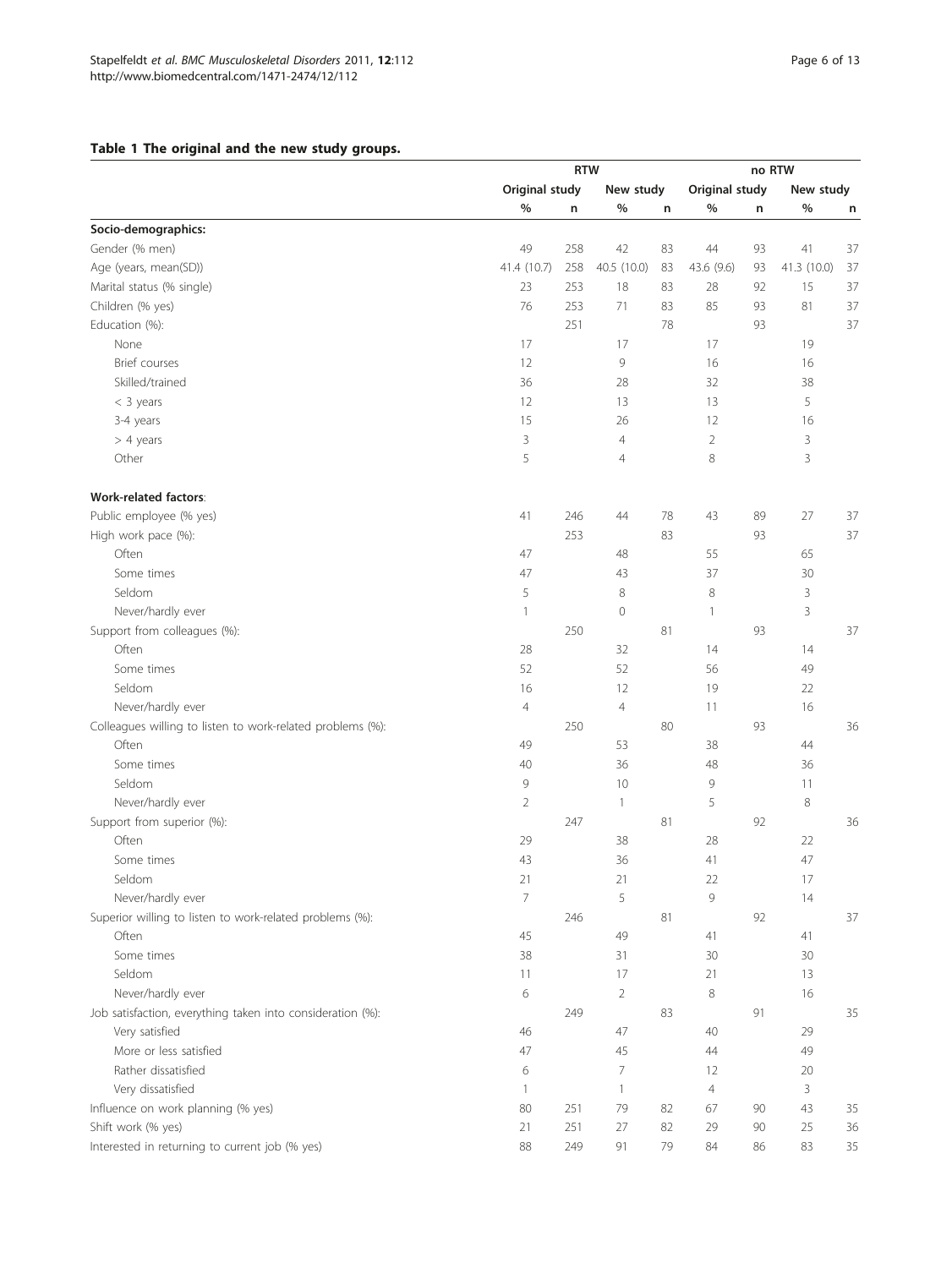**Table 1 The original and the new study groups.**

| | RTW | | | | no RTW | | | |
|---|---|---|---|---|---|---|---|---|
| | Original study | | New study | | Original study | | New study | |
| | % | n | % | n | % | n | % | n |
| **Socio-demographics:** | | | | | | | | |
| Gender (% men) | 49 | 258 | 42 | 83 | 44 | 93 | 41 | 37 |
| Age (years, mean(SD)) | 41.4 (10.7) | 258 | 40.5 (10.0) | 83 | 43.6 (9.6) | 93 | 41.3 (10.0) | 37 |
| Marital status (% single) | 23 | 253 | 18 | 83 | 28 | 92 | 15 | 37 |
| Children (% yes) | 76 | 253 | 71 | 83 | 85 | 93 | 81 | 37 |
| Education (%): | | 251 | | 78 | | 93 | | 37 |
| None | 17 | | 17 | | 17 | | 19 | |
| Brief courses | 12 | | 9 | | 16 | | 16 | |
| Skilled/trained | 36 | | 28 | | 32 | | 38 | |
| < 3 years | 12 | | 13 | | 13 | | 5 | |
| 3-4 years | 15 | | 26 | | 12 | | 16 | |
| > 4 years | 3 | | 4 | | 2 | | 3 | |
| Other | 5 | | 4 | | 8 | | 3 | |
| **Work-related factors**: | | | | | | | | |
| Public employee (% yes) | 41 | 246 | 44 | 78 | 43 | 89 | 27 | 37 |
| High work pace (%): | | 253 | | 83 | | 93 | | 37 |
| Often | 47 | | 48 | | 55 | | 65 | |
| Some times | 47 | | 43 | | 37 | | 30 | |
| Seldom | 5 | | 8 | | 8 | | 3 | |
| Never/hardly ever | 1 | | 0 | | 1 | | 3 | |
| Support from colleagues (%): | | 250 | | 81 | | 93 | | 37 |
| Often | 28 | | 32 | | 14 | | 14 | |
| Some times | 52 | | 52 | | 56 | | 49 | |
| Seldom | 16 | | 12 | | 19 | | 22 | |
| Never/hardly ever | 4 | | 4 | | 11 | | 16 | |
| Colleagues willing to listen to work-related problems (%): | | 250 | | 80 | | 93 | | 36 |
| Often | 49 | | 53 | | 38 | | 44 | |
| Some times | 40 | | 36 | | 48 | | 36 | |
| Seldom | 9 | | 10 | | 9 | | 11 | |
| Never/hardly ever | 2 | | 1 | | 5 | | 8 | |
| Support from superior (%): | | 247 | | 81 | | 92 | | 36 |
| Often | 29 | | 38 | | 28 | | 22 | |
| Some times | 43 | | 36 | | 41 | | 47 | |
| Seldom | 21 | | 21 | | 22 | | 17 | |
| Never/hardly ever | 7 | | 5 | | 9 | | 14 | |
| Superior willing to listen to work-related problems (%): | | 246 | | 81 | | 92 | | 37 |
| Often | 45 | | 49 | | 41 | | 41 | |
| Some times | 38 | | 31 | | 30 | | 30 | |
| Seldom | 11 | | 17 | | 21 | | 13 | |
| Never/hardly ever | 6 | | 2 | | 8 | | 16 | |
| Job satisfaction, everything taken into consideration (%): | | 249 | | 83 | | 91 | | 35 |
| Very satisfied | 46 | | 47 | | 40 | | 29 | |
| More or less satisfied | 47 | | 45 | | 44 | | 49 | |
| Rather dissatisfied | 6 | | 7 | | 12 | | 20 | |
| Very dissatisfied | 1 | | 1 | | 4 | | 3 | |
| Influence on work planning (% yes) | 80 | 251 | 79 | 82 | 67 | 90 | 43 | 35 |
| Shift work (% yes) | 21 | 251 | 27 | 82 | 29 | 90 | 25 | 36 |
| Interested in returning to current job (% yes) | 88 | 249 | 91 | 79 | 84 | 86 | 83 | 35 |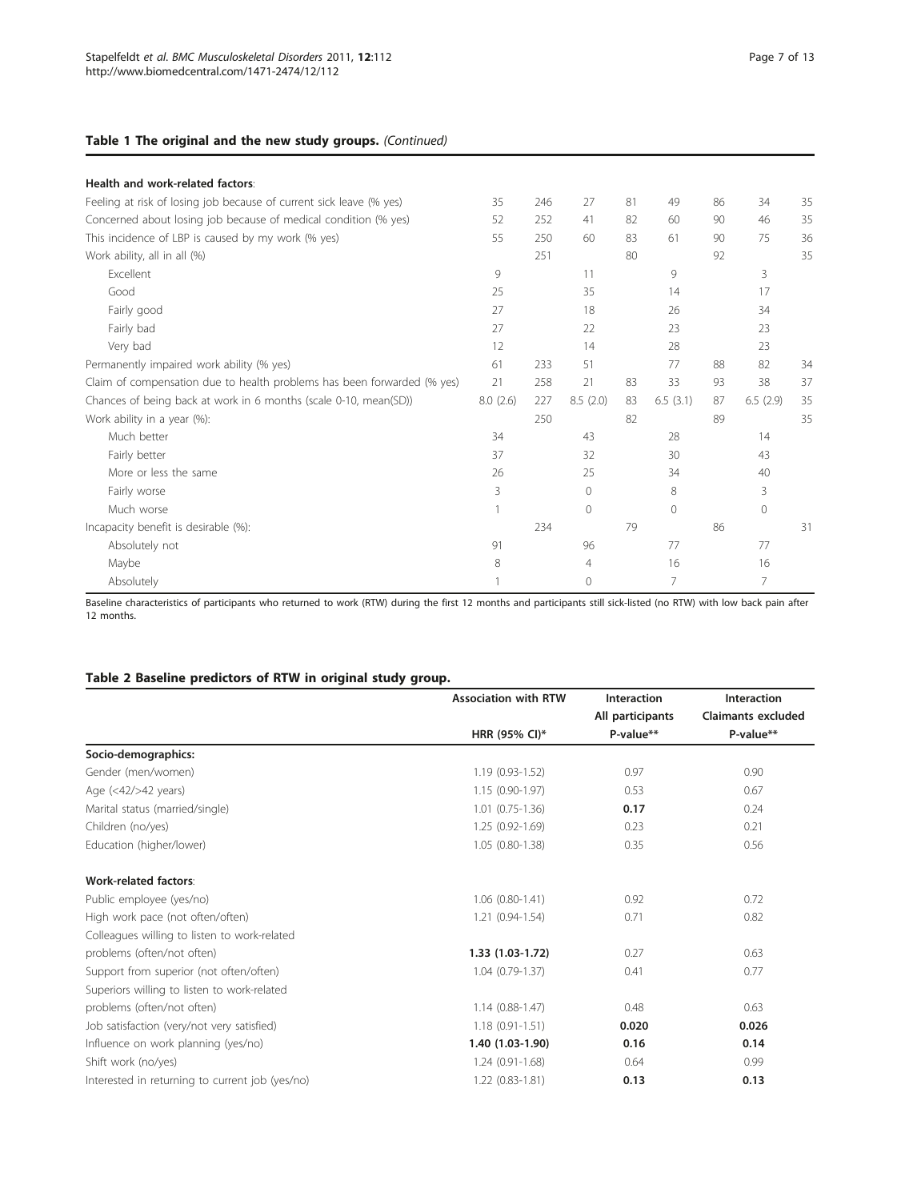### Table 1 The original and the new study groups. *(Continued)*

| | | | | | | | | |
|---|---|---|---|---|---|---|---|---|
| **Health and work-related factors**: | | | | | | | | |
| Feeling at risk of losing job because of current sick leave (% yes) | 35 | 246 | 27 | 81 | 49 | 86 | 34 | 35 |
| Concerned about losing job because of medical condition (% yes) | 52 | 252 | 41 | 82 | 60 | 90 | 46 | 35 |
| This incidence of LBP is caused by my work (% yes) | 55 | 250 | 60 | 83 | 61 | 90 | 75 | 36 |
| Work ability, all in all (%) | | 251 | | 80 | | 92 | | 35 |
| Excellent | 9 | | 11 | | 9 | | 3 | |
| Good | 25 | | 35 | | 14 | | 17 | |
| Fairly good | 27 | | 18 | | 26 | | 34 | |
| Fairly bad | 27 | | 22 | | 23 | | 23 | |
| Very bad | 12 | | 14 | | 28 | | 23 | |
| Permanently impaired work ability (% yes) | 61 | 233 | 51 | 77 | 88 | 82 | 34 | |
| Claim of compensation due to health problems has been forwarded (% yes) | 21 | 258 | 21 | 83 | 33 | 93 | 38 | 37 |
| Chances of being back at work in 6 months (scale 0-10, mean(SD)) | 8.0 (2.6) | 227 | 8.5 (2.0) | 83 | 6.5 (3.1) | 87 | 6.5 (2.9) | 35 |
| Work ability in a year (%): | | 250 | | 82 | | 89 | | 35 |
| Much better | 34 | | 43 | | 28 | | 14 | |
| Fairly better | 37 | | 32 | | 30 | | 43 | |
| More or less the same | 26 | | 25 | | 34 | | 40 | |
| Fairly worse | 3 | | 0 | | 8 | | 3 | |
| Much worse | 1 | | 0 | | 0 | | 0 | |
| Incapacity benefit is desirable (%): | | 234 | | 79 | | 86 | | 31 |
| Absolutely not | 91 | | 96 | | 77 | | 77 | |
| Maybe | 8 | | 4 | | 16 | | 16 | |
| Absolutely | 1 | | 0 | | 7 | | 7 | |

Baseline characteristics of participants who returned to work (RTW) during the first 12 months and participants still sick-listed (no RTW) with low back pain after 12 months.

### Table 2 Baseline predictors of RTW in original study group.

| | Association with RTW | Interaction All participants | Interaction Claimants excluded |
|---|---|---|---|
| | HRR (95% CI)* | P-value** | P-value** |
| **Socio-demographics:** | | | |
| Gender (men/women) | 1.19 (0.93-1.52) | 0.97 | 0.90 |
| Age (<42/>42 years) | 1.15 (0.90-1.97) | 0.53 | 0.67 |
| Marital status (married/single) | 1.01 (0.75-1.36) | **0.17** | 0.24 |
| Children (no/yes) | 1.25 (0.92-1.69) | 0.23 | 0.21 |
| Education (higher/lower) | 1.05 (0.80-1.38) | 0.35 | 0.56 |
| **Work-related factors**: | | | |
| Public employee (yes/no) | 1.06 (0.80-1.41) | 0.92 | 0.72 |
| High work pace (not often/often) | 1.21 (0.94-1.54) | 0.71 | 0.82 |
| Colleagues willing to listen to work-related problems (often/not often) | **1.33 (1.03-1.72)** | 0.27 | 0.63 |
| Support from superior (not often/often) | 1.04 (0.79-1.37) | 0.41 | 0.77 |
| Superiors willing to listen to work-related problems (often/not often) | 1.14 (0.88-1.47) | 0.48 | 0.63 |
| Job satisfaction (very/not very satisfied) | 1.18 (0.91-1.51) | **0.020** | **0.026** |
| Influence on work planning (yes/no) | **1.40 (1.03-1.90)** | **0.16** | **0.14** |
| Shift work (no/yes) | 1.24 (0.91-1.68) | 0.64 | 0.99 |
| Interested in returning to current job (yes/no) | 1.22 (0.83-1.81) | **0.13** | **0.13** |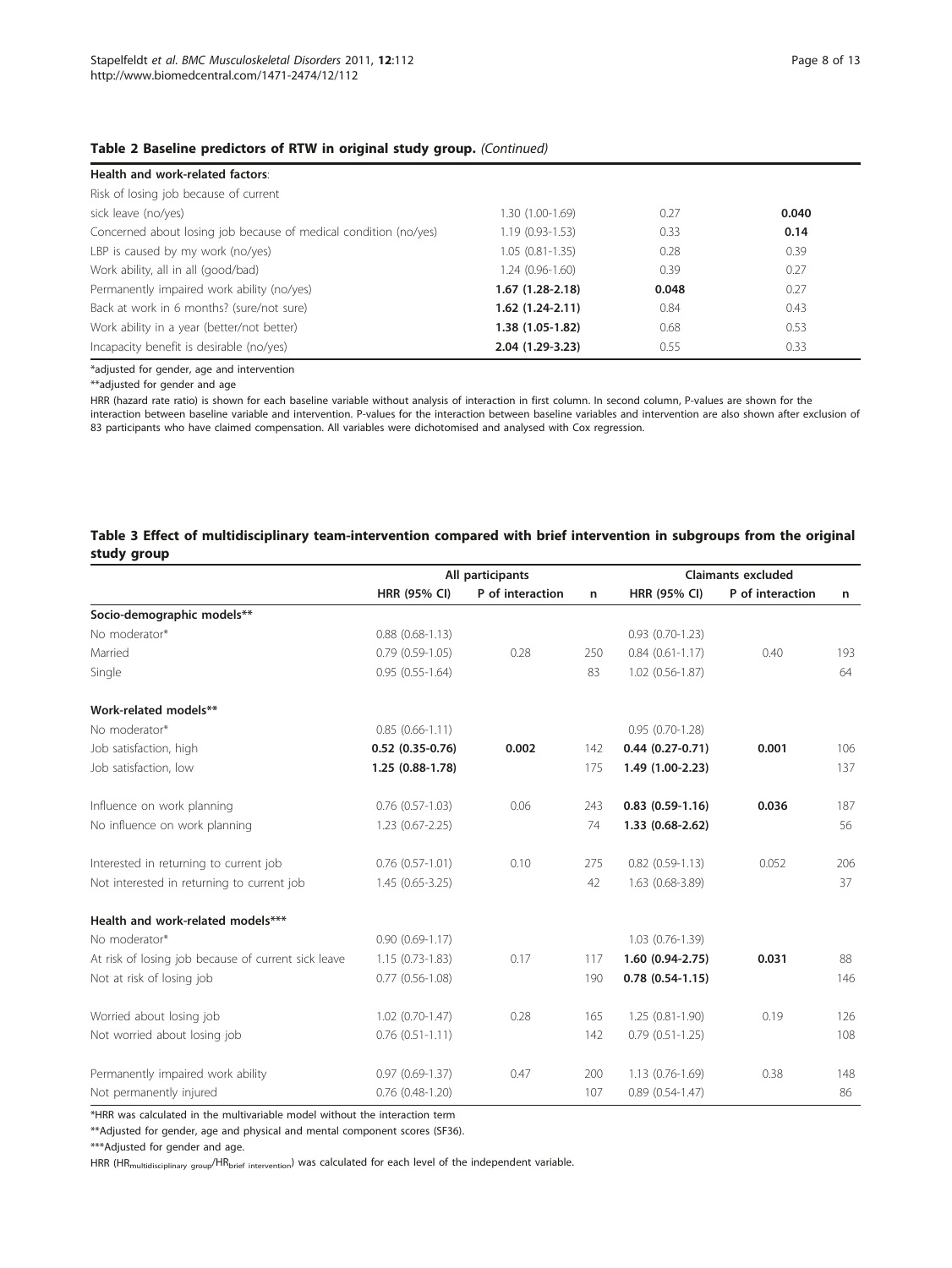**Table 2 Baseline predictors of RTW in original study group.** *(Continued)*

| | | | |
|---|---|---|---|
| **Health and work-related factors**: | | | |
| Risk of losing job because of current | | | |
| sick leave (no/yes) | 1.30 (1.00-1.69) | 0.27 | **0.040** |
| Concerned about losing job because of medical condition (no/yes) | 1.19 (0.93-1.53) | 0.33 | **0.14** |
| LBP is caused by my work (no/yes) | 1.05 (0.81-1.35) | 0.28 | 0.39 |
| Work ability, all in all (good/bad) | 1.24 (0.96-1.60) | 0.39 | 0.27 |
| Permanently impaired work ability (no/yes) | **1.67 (1.28-2.18)** | **0.048** | 0.27 |
| Back at work in 6 months? (sure/not sure) | **1.62 (1.24-2.11)** | 0.84 | 0.43 |
| Work ability in a year (better/not better) | **1.38 (1.05-1.82)** | 0.68 | 0.53 |
| Incapacity benefit is desirable (no/yes) | **2.04 (1.29-3.23)** | 0.55 | 0.33 |

*adjusted for gender, age and intervention

**adjusted for gender and age

HRR (hazard rate ratio) is shown for each baseline variable without analysis of interaction in first column. In second column, P-values are shown for the interaction between baseline variable and intervention. P-values for the interaction between baseline variables and intervention are also shown after exclusion of 83 participants who have claimed compensation. All variables were dichotomised and analysed with Cox regression.

**Table 3 Effect of multidisciplinary team-intervention compared with brief intervention in subgroups from the original study group**

| | All participants | | | Claimants excluded | | |
|---|---|---|---|---|---|---|
| | **HRR (95% CI)** | **P of interaction** | **n** | **HRR (95% CI)** | **P of interaction** | **n** |
| **Socio-demographic models**** | | | | | | |
| No moderator* | 0.88 (0.68-1.13) | | | 0.93 (0.70-1.23) | | |
| Married | 0.79 (0.59-1.05) | 0.28 | 250 | 0.84 (0.61-1.17) | 0.40 | 193 |
| Single | 0.95 (0.55-1.64) | | 83 | 1.02 (0.56-1.87) | | 64 |
| **Work-related models**** | | | | | | |
| No moderator* | 0.85 (0.66-1.11) | | | 0.95 (0.70-1.28) | | |
| Job satisfaction, high | **0.52 (0.35-0.76)** | **0.002** | 142 | **0.44 (0.27-0.71)** | **0.001** | 106 |
| Job satisfaction, low | **1.25 (0.88-1.78)** | | 175 | **1.49 (1.00-2.23)** | | 137 |
| Influence on work planning | 0.76 (0.57-1.03) | 0.06 | 243 | **0.83 (0.59-1.16)** | **0.036** | 187 |
| No influence on work planning | 1.23 (0.67-2.25) | | 74 | **1.33 (0.68-2.62)** | | 56 |
| Interested in returning to current job | 0.76 (0.57-1.01) | 0.10 | 275 | 0.82 (0.59-1.13) | 0.052 | 206 |
| Not interested in returning to current job | 1.45 (0.65-3.25) | | 42 | 1.63 (0.68-3.89) | | 37 |
| **Health and work-related models***** | | | | | | |
| No moderator* | 0.90 (0.69-1.17) | | | 1.03 (0.76-1.39) | | |
| At risk of losing job because of current sick leave | 1.15 (0.73-1.83) | 0.17 | 117 | **1.60 (0.94-2.75)** | **0.031** | 88 |
| Not at risk of losing job | 0.77 (0.56-1.08) | | 190 | **0.78 (0.54-1.15)** | | 146 |
| Worried about losing job | 1.02 (0.70-1.47) | 0.28 | 165 | 1.25 (0.81-1.90) | 0.19 | 126 |
| Not worried about losing job | 0.76 (0.51-1.11) | | 142 | 0.79 (0.51-1.25) | | 108 |
| Permanently impaired work ability | 0.97 (0.69-1.37) | 0.47 | 200 | 1.13 (0.76-1.69) | 0.38 | 148 |
| Not permanently injured | 0.76 (0.48-1.20) | | 107 | 0.89 (0.54-1.47) | | 86 |

*HRR was calculated in the multivariable model without the interaction term

**Adjusted for gender, age and physical and mental component scores (SF36).

***Adjusted for gender and age.

HRR ($HR_{multidisciplinary\ group}/HR_{brief\ intervention}$) was calculated for each level of the independent variable.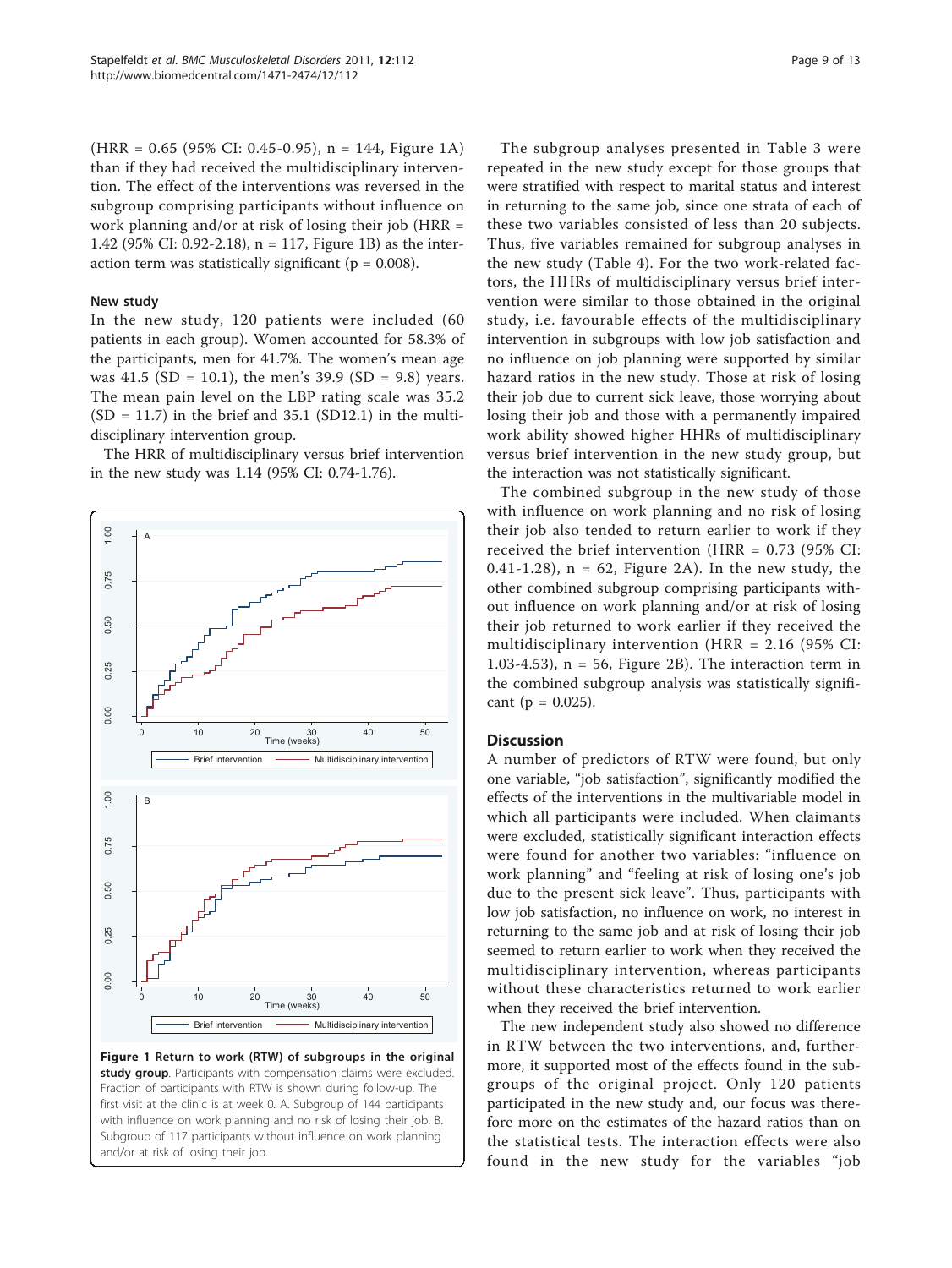(HRR = 0.65 (95% CI: 0.45-0.95), n = 144, Figure 1A) than if they had received the multidisciplinary intervention. The effect of the interventions was reversed in the subgroup comprising participants without influence on work planning and/or at risk of losing their job (HRR = 1.42 (95% CI: 0.92-2.18), n = 117, Figure 1B) as the interaction term was statistically significant (p = 0.008).

### New study

In the new study, 120 patients were included (60 patients in each group). Women accounted for 58.3% of the participants, men for 41.7%. The women's mean age was 41.5 (SD = 10.1), the men's 39.9 (SD = 9.8) years. The mean pain level on the LBP rating scale was 35.2 (SD = 11.7) in the brief and 35.1 (SD12.1) in the multidisciplinary intervention group.

The HRR of multidisciplinary versus brief intervention in the new study was 1.14 (95% CI: 0.74-1.76).

**Figure 1 Return to work (RTW) of subgroups in the original study group**. Participants with compensation claims were excluded. Fraction of participants with RTW is shown during follow-up. The first visit at the clinic is at week 0. A. Subgroup of 144 participants with influence on work planning and no risk of losing their job. B. Subgroup of 117 participants without influence on work planning and/or at risk of losing their job.

The subgroup analyses presented in Table 3 were repeated in the new study except for those groups that were stratified with respect to marital status and interest in returning to the same job, since one strata of each of these two variables consisted of less than 20 subjects. Thus, five variables remained for subgroup analyses in the new study (Table 4). For the two work-related factors, the HHRs of multidisciplinary versus brief intervention were similar to those obtained in the original study, i.e. favourable effects of the multidisciplinary intervention in subgroups with low job satisfaction and no influence on job planning were supported by similar hazard ratios in the new study. Those at risk of losing their job due to current sick leave, those worrying about losing their job and those with a permanently impaired work ability showed higher HHRs of multidisciplinary versus brief intervention in the new study group, but the interaction was not statistically significant.

The combined subgroup in the new study of those with influence on work planning and no risk of losing their job also tended to return earlier to work if they received the brief intervention (HRR = 0.73 (95% CI: 0.41-1.28), n = 62, Figure 2A). In the new study, the other combined subgroup comprising participants without influence on work planning and/or at risk of losing their job returned to work earlier if they received the multidisciplinary intervention (HRR = 2.16 (95% CI: 1.03-4.53), n = 56, Figure 2B). The interaction term in the combined subgroup analysis was statistically significant (p = 0.025).

## Discussion

A number of predictors of RTW were found, but only one variable, "job satisfaction", significantly modified the effects of the interventions in the multivariable model in which all participants were included. When claimants were excluded, statistically significant interaction effects were found for another two variables: "influence on work planning" and "feeling at risk of losing one's job due to the present sick leave". Thus, participants with low job satisfaction, no influence on work, no interest in returning to the same job and at risk of losing their job seemed to return earlier to work when they received the multidisciplinary intervention, whereas participants without these characteristics returned to work earlier when they received the brief intervention.

The new independent study also showed no difference in RTW between the two interventions, and, furthermore, it supported most of the effects found in the subgroups of the original project. Only 120 patients participated in the new study and, our focus was therefore more on the estimates of the hazard ratios than on the statistical tests. The interaction effects were also found in the new study for the variables "job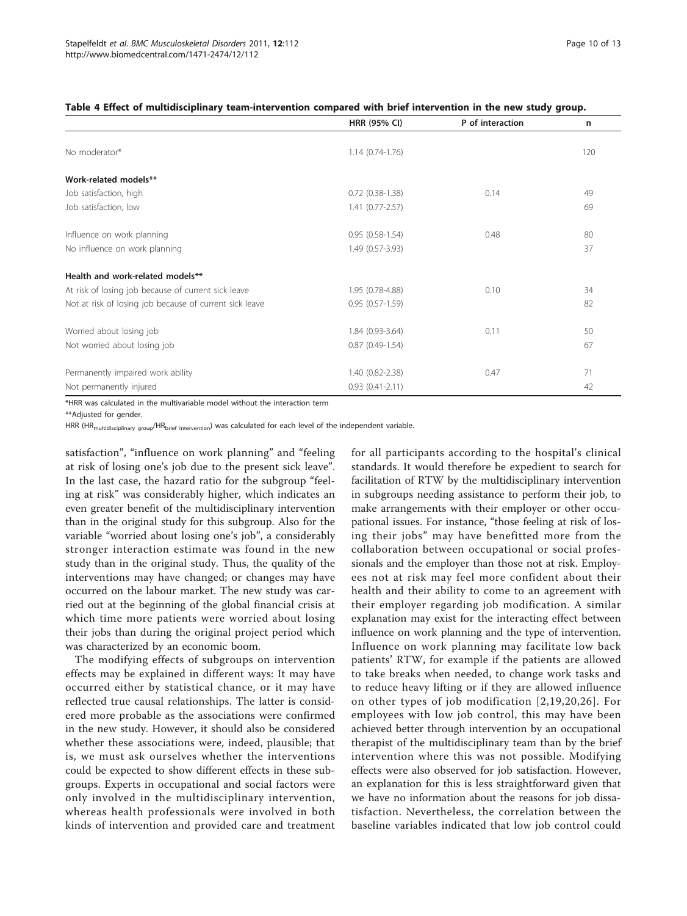**Table 4 Effect of multidisciplinary team-intervention compared with brief intervention in the new study group.**

| | HRR (95% CI) | P of interaction | n |
|---|---|---|---|
| No moderator* | 1.14 (0.74-1.76) | | 120 |
| **Work-related models**** | | | |
| Job satisfaction, high | 0.72 (0.38-1.38) | 0.14 | 49 |
| Job satisfaction, low | 1.41 (0.77-2.57) | | 69 |
| Influence on work planning | 0.95 (0.58-1.54) | 0.48 | 80 |
| No influence on work planning | 1.49 (0.57-3.93) | | 37 |
| **Health and work-related models**** | | | |
| At risk of losing job because of current sick leave | 1.95 (0.78-4.88) | 0.10 | 34 |
| Not at risk of losing job because of current sick leave | 0.95 (0.57-1.59) | | 82 |
| Worried about losing job | 1.84 (0.93-3.64) | 0.11 | 50 |
| Not worried about losing job | 0.87 (0.49-1.54) | | 67 |
| Permanently impaired work ability | 1.40 (0.82-2.38) | 0.47 | 71 |
| Not permanently injured | 0.93 (0.41-2.11) | | 42 |

*HRR was calculated in the multivariable model without the interaction term

**Adjusted for gender.

HRR ($HR_{multidisciplinary\ group}/HR_{brief\ intervention}$) was calculated for each level of the independent variable.

satisfaction", "influence on work planning" and "feeling at risk of losing one's job due to the present sick leave". In the last case, the hazard ratio for the subgroup "feeling at risk" was considerably higher, which indicates an even greater benefit of the multidisciplinary intervention than in the original study for this subgroup. Also for the variable "worried about losing one's job", a considerably stronger interaction estimate was found in the new study than in the original study. Thus, the quality of the interventions may have changed; or changes may have occurred on the labour market. The new study was carried out at the beginning of the global financial crisis at which time more patients were worried about losing their jobs than during the original project period which was characterized by an economic boom.

The modifying effects of subgroups on intervention effects may be explained in different ways: It may have occurred either by statistical chance, or it may have reflected true causal relationships. The latter is considered more probable as the associations were confirmed in the new study. However, it should also be considered whether these associations were, indeed, plausible; that is, we must ask ourselves whether the interventions could be expected to show different effects in these subgroups. Experts in occupational and social factors were only involved in the multidisciplinary intervention, whereas health professionals were involved in both kinds of intervention and provided care and treatment for all participants according to the hospital's clinical standards. It would therefore be expedient to search for facilitation of RTW by the multidisciplinary intervention in subgroups needing assistance to perform their job, to make arrangements with their employer or other occupational issues. For instance, "those feeling at risk of losing their jobs" may have benefitted more from the collaboration between occupational or social professionals and the employer than those not at risk. Employees not at risk may feel more confident about their health and their ability to come to an agreement with their employer regarding job modification. A similar explanation may exist for the interacting effect between influence on work planning and the type of intervention. Influence on work planning may facilitate low back patients' RTW, for example if the patients are allowed to take breaks when needed, to change work tasks and to reduce heavy lifting or if they are allowed influence on other types of job modification [2,19,20,26]. For employees with low job control, this may have been achieved better through intervention by an occupational therapist of the multidisciplinary team than by the brief intervention where this was not possible. Modifying effects were also observed for job satisfaction. However, an explanation for this is less straightforward given that we have no information about the reasons for job dissatisfaction. Nevertheless, the correlation between the baseline variables indicated that low job control could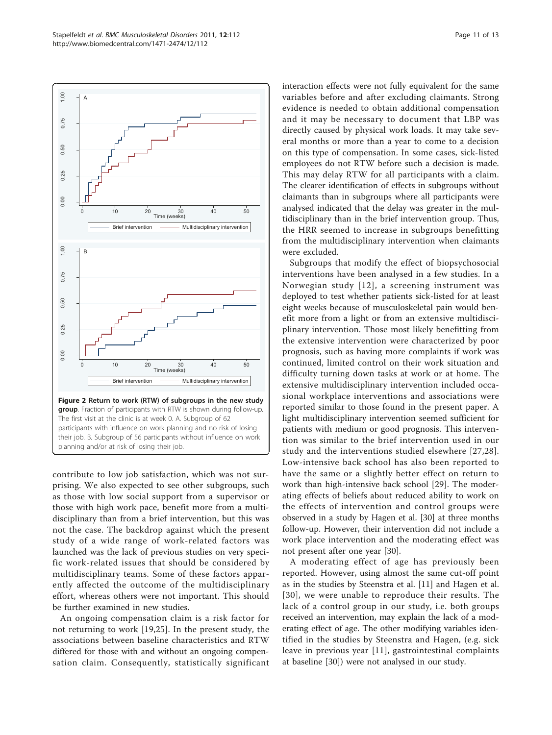**Figure 2 Return to work (RTW) of subgroups in the new study group**. Fraction of participants with RTW is shown during follow-up. The first visit at the clinic is at week 0. A. Subgroup of 62 participants with influence on work planning and no risk of losing their job. B. Subgroup of 56 participants without influence on work planning and/or at risk of losing their job.

contribute to low job satisfaction, which was not surprising. We also expected to see other subgroups, such as those with low social support from a supervisor or those with high work pace, benefit more from a multidisciplinary than from a brief intervention, but this was not the case. The backdrop against which the present study of a wide range of work-related factors was launched was the lack of previous studies on very specific work-related issues that should be considered by multidisciplinary teams. Some of these factors apparently affected the outcome of the multidisciplinary effort, whereas others were not important. This should be further examined in new studies.

An ongoing compensation claim is a risk factor for not returning to work [19,25]. In the present study, the associations between baseline characteristics and RTW differed for those with and without an ongoing compensation claim. Consequently, statistically significant interaction effects were not fully equivalent for the same variables before and after excluding claimants. Strong evidence is needed to obtain additional compensation and it may be necessary to document that LBP was directly caused by physical work loads. It may take several months or more than a year to come to a decision on this type of compensation. In some cases, sick-listed employees do not RTW before such a decision is made. This may delay RTW for all participants with a claim. The clearer identification of effects in subgroups without claimants than in subgroups where all participants were analysed indicated that the delay was greater in the multidisciplinary than in the brief intervention group. Thus, the HRR seemed to increase in subgroups benefitting from the multidisciplinary intervention when claimants were excluded.

Subgroups that modify the effect of biopsychosocial interventions have been analysed in a few studies. In a Norwegian study [12], a screening instrument was deployed to test whether patients sick-listed for at least eight weeks because of musculoskeletal pain would benefit more from a light or from an extensive multidisciplinary intervention. Those most likely benefitting from the extensive intervention were characterized by poor prognosis, such as having more complaints if work was continued, limited control on their work situation and difficulty turning down tasks at work or at home. The extensive multidisciplinary intervention included occasional workplace interventions and associations were reported similar to those found in the present paper. A light multidisciplinary intervention seemed sufficient for patients with medium or good prognosis. This intervention was similar to the brief intervention used in our study and the interventions studied elsewhere [27,28]. Low-intensive back school has also been reported to have the same or a slightly better effect on return to work than high-intensive back school [29]. The moderating effects of beliefs about reduced ability to work on the effects of intervention and control groups were observed in a study by Hagen et al. [30] at three months follow-up. However, their intervention did not include a work place intervention and the moderating effect was not present after one year [30].

A moderating effect of age has previously been reported. However, using almost the same cut-off point as in the studies by Steenstra et al. [11] and Hagen et al. [30], we were unable to reproduce their results. The lack of a control group in our study, i.e. both groups received an intervention, may explain the lack of a moderating effect of age. The other modifying variables identified in the studies by Steenstra and Hagen, (e.g. sick leave in previous year [11], gastrointestinal complaints at baseline [30]) were not analysed in our study.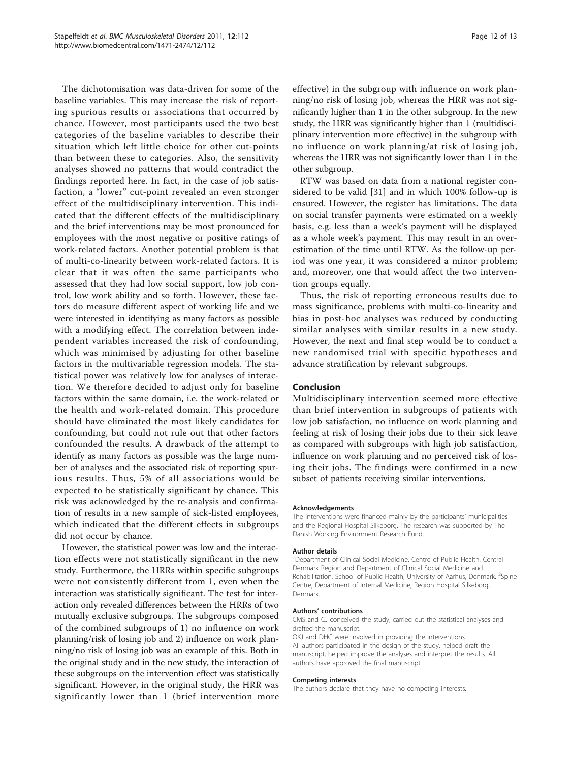The dichotomisation was data-driven for some of the baseline variables. This may increase the risk of reporting spurious results or associations that occurred by chance. However, most participants used the two best categories of the baseline variables to describe their situation which left little choice for other cut-points than between these to categories. Also, the sensitivity analyses showed no patterns that would contradict the findings reported here. In fact, in the case of job satisfaction, a "lower" cut-point revealed an even stronger effect of the multidisciplinary intervention. This indicated that the different effects of the multidisciplinary and the brief interventions may be most pronounced for employees with the most negative or positive ratings of work-related factors. Another potential problem is that of multi-co-linearity between work-related factors. It is clear that it was often the same participants who assessed that they had low social support, low job control, low work ability and so forth. However, these factors do measure different aspect of working life and we were interested in identifying as many factors as possible with a modifying effect. The correlation between independent variables increased the risk of confounding, which was minimised by adjusting for other baseline factors in the multivariable regression models. The statistical power was relatively low for analyses of interaction. We therefore decided to adjust only for baseline factors within the same domain, i.e. the work-related or the health and work-related domain. This procedure should have eliminated the most likely candidates for confounding, but could not rule out that other factors confounded the results. A drawback of the attempt to identify as many factors as possible was the large number of analyses and the associated risk of reporting spurious results. Thus, 5% of all associations would be expected to be statistically significant by chance. This risk was acknowledged by the re-analysis and confirmation of results in a new sample of sick-listed employees, which indicated that the different effects in subgroups did not occur by chance.

However, the statistical power was low and the interaction effects were not statistically significant in the new study. Furthermore, the HRRs within specific subgroups were not consistently different from 1, even when the interaction was statistically significant. The test for interaction only revealed differences between the HRRs of two mutually exclusive subgroups. The subgroups composed of the combined subgroups of 1) no influence on work planning/risk of losing job and 2) influence on work planning/no risk of losing job was an example of this. Both in the original study and in the new study, the interaction of these subgroups on the intervention effect was statistically significant. However, in the original study, the HRR was significantly lower than 1 (brief intervention more effective) in the subgroup with influence on work planning/no risk of losing job, whereas the HRR was not significantly higher than 1 in the other subgroup. In the new study, the HRR was significantly higher than 1 (multidisciplinary intervention more effective) in the subgroup with no influence on work planning/at risk of losing job, whereas the HRR was not significantly lower than 1 in the other subgroup.

RTW was based on data from a national register considered to be valid [31] and in which 100% follow-up is ensured. However, the register has limitations. The data on social transfer payments were estimated on a weekly basis, e.g. less than a week's payment will be displayed as a whole week's payment. This may result in an overestimation of the time until RTW. As the follow-up period was one year, it was considered a minor problem; and, moreover, one that would affect the two intervention groups equally.

Thus, the risk of reporting erroneous results due to mass significance, problems with multi-co-linearity and bias in post-hoc analyses was reduced by conducting similar analyses with similar results in a new study. However, the next and final step would be to conduct a new randomised trial with specific hypotheses and advance stratification by relevant subgroups.

## Conclusion

Multidisciplinary intervention seemed more effective than brief intervention in subgroups of patients with low job satisfaction, no influence on work planning and feeling at risk of losing their jobs due to their sick leave as compared with subgroups with high job satisfaction, influence on work planning and no perceived risk of losing their jobs. The findings were confirmed in a new subset of patients receiving similar interventions.

#### Acknowledgements

The interventions were financed mainly by the participants' municipalities and the Regional Hospital Silkeborg. The research was supported by The Danish Working Environment Research Fund.

#### Author details

[1]Department of Clinical Social Medicine, Centre of Public Health, Central Denmark Region and Department of Clinical Social Medicine and Rehabilitation, School of Public Health, University of Aarhus, Denmark. [2]Spine Centre, Department of Internal Medicine, Region Hospital Silkeborg, Denmark.

#### Authors' contributions

CMS and CJ conceived the study, carried out the statistical analyses and drafted the manuscript.

OKJ and DHC were involved in providing the interventions.

All authors participated in the design of the study, helped draft the manuscript, helped improve the analyses and interpret the results. All authors have approved the final manuscript.

#### Competing interests

The authors declare that they have no competing interests.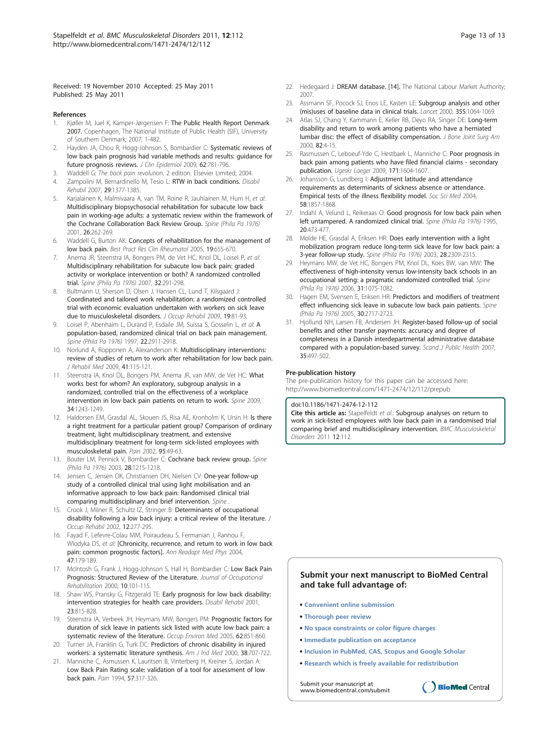Received: 19 November 2010 Accepted: 25 May 2011
Published: 25 May 2011

## References

1. Kjøller M, Juel K, Kamper-Jørgensen F: **The Public Health Report Denmark 2007.** Copenhagen, The National Institute of Public Health (SIF), University of Southern Denmark; 2007, 1-482.
2. Hayden JA, Chou R, Hogg-Johnson S, Bombardier C: **Systematic reviews of low back pain prognosis had variable methods and results: guidance for future prognosis reviews.** *J Clin Epidemiol* 2009, **62**:781-796.
3. Waddell G: *The back pain revolution.* 2 edition. Elsevier Limited; 2004.
4. Zampolini M, Bernardinello M, Tesio L: **RTW in back conditions.** *Disabil Rehabil* 2007, **29**:1377-1385.
5. Karjalainen K, Malmivaara A, van TM, Roine R, Jauhiainen M, Hurri H, *et al*: **Multidisciplinary biopsychosocial rehabilitation for subacute low back pain in working-age adults: a systematic review within the framework of the Cochrane Collaboration Back Review Group.** *Spine (Phila Pa 1976)* 2001, **26**:262-269.
6. Waddell G, Burton AK: **Concepts of rehabilitation for the management of low back pain.** *Best Pract Res Clin Rheumatol* 2005, **19**:655-670.
7. Anema JR, Steenstra IA, Bongers PM, de Vet HC, Knol DL, Loisel P, *et al*: **Multidisciplinary rehabilitation for subacute low back pain: graded activity or workplace intervention or both? A randomized controlled trial.** *Spine (Phila Pa 1976)* 2007, **32**:291-298.
8. Bultmann U, Sherson D, Olsen J, Hansen CL, Lund T, Kilsgaard J: **Coordinated and tailored work rehabilitation: a randomized controlled trial with economic evaluation undertaken with workers on sick leave due to musculoskeletal disorders.** *J Occup Rehabil* 2009, **19**:81-93.
9. Loisel P, Abenhaim L, Durand P, Esdaile JM, Suissa S, Gosselin L, *et al*: **A population-based, randomized clinical trial on back pain management.** *Spine (Phila Pa 1976)* 1997, **22**:2911-2918.
10. Norlund A, Ropponen A, Alexanderson K: **Multidisciplinary interventions: review of studies of return to work after rehabilitation for low back pain.** *J Rehabil Med* 2009, **41**:115-121.
11. Steenstra IA, Knol DL, Bongers PM, Anema JR, van MW, de Vet HC: **What works best for whom? An exploratory, subgroup analysis in a randomized, controlled trial on the effectiveness of a workplace intervention in low back pain patients on return to work.** *Spine* 2009, **34**:1243-1249.
12. Haldorsen EM, Grasdal AL, Skouen JS, Risa AE, Kronholm K, Ursin H: **Is there a right treatment for a particular patient group? Comparison of ordinary treatment, light multidisciplinary treatment, and extensive multidisciplinary treatment for long-term sick-listed employees with musculoskeletal pain.** *Pain* 2002, **95**:49-63.
13. Bouter LM, Pennick V, Bombardier C: **Cochrane back review group.** *Spine (Phila Pa 1976)* 2003, **28**:1215-1218.
14. Jensen C, Jensen OK, Christiansen DH, Nielsen CV: **One-year follow-up study of a controlled clinical trial using light mobilisation and an informative approach to low back pain: Randomised clinical trial comparing multidisciplinary and brief intervention.** *Spine* .
15. Crook J, Milner R, Schultz IZ, Stringer B: **Determinants of occupational disability following a low back injury: a critical review of the literature.** *J Occup Rehabil* 2002, **12**:277-295.
16. Fayad F, Lefevre-Colau MM, Poiraudeau S, Fermanian J, Rannou F, Wlodyka DS, *et al*: **[Chronicity, recurrence, and return to work in low back pain: common prognostic factors].** *Ann Readapt Med Phys* 2004, **47**:179-189.
17. McIntosh G, Frank J, Hogg-Johnson S, Hall H, Bombardier C: **Low Back Pain Prognosis: Structured Review of the Literature.** *Journal of Occupational Rehabilitation* 2000, **10**:101-115.
18. Shaw WS, Pransky G, Fitzgerald TE: **Early prognosis for low back disability: intervention strategies for health care providers.** *Disabil Rehabil* 2001, **23**:815-828.
19. Steenstra IA, Verbeek JH, Heymans MW, Bongers PM: **Prognostic factors for duration of sick leave in patients sick listed with acute low back pain: a systematic review of the literature.** *Occup Environ Med* 2005, **62**:851-860.
20. Turner JA, Franklin G, Turk DC: **Predictors of chronic disability in injured workers: a systematic literature synthesis.** *Am J Ind Med* 2000, **38**:707-722.
21. Manniche C, Asmussen K, Lauritsen B, Vinterberg H, Kreiner S, Jordan A: **Low Back Pain Rating scale: validation of a tool for assessment of low back pain.** *Pain* 1994, **57**:317-326.
22. Hedegaard J: **DREAM database. [14].** The National Labour Market Authority; 2007.
23. Assmann SF, Pocock SJ, Enos LE, Kasten LE: **Subgroup analysis and other (mis)uses of baseline data in clinical trials.** *Lancet* 2000, **355**:1064-1069.
24. Atlas SJ, Chang Y, Kammann E, Keller RB, Deyo RA, Singer DE: **Long-term disability and return to work among patients who have a herniated lumbar disc: the effect of disability compensation.** *J Bone Joint Surg Am* 2000, **82**:4-15.
25. Rasmussen C, Leboeuf-Yde C, Hestbaek L, Manniche C: **Poor prognosis in back pain among patients who have filed financial claims - secondary publication.** *Ugeskr Laeger* 2009, **171**:1604-1607.
26. Johansson G, Lundberg I: **Adjustment latitude and attendance requirements as determinants of sickness absence or attendance. Empirical tests of the illness flexibility model.** *Soc Sci Med* 2004, **58**:1857-1868.
27. Indahl A, Velund L, Reikeraas O: **Good prognosis for low back pain when left untampered. A randomized clinical trial.** *Spine (Phila Pa 1976)* 1995, **20**:473-477.
28. Molde HE, Grasdal A, Eriksen HR: **Does early intervention with a light mobilization program reduce long-term sick leave for low back pain: a 3-year follow-up study.** *Spine (Phila Pa 1976)* 2003, **28**:2309-2315.
29. Heymans MW, de Vet HC, Bongers PM, Knol DL, Koes BW, van MW: **The effectiveness of high-intensity versus low-intensity back schools in an occupational setting: a pragmatic randomized controlled trial.** *Spine (Phila Pa 1976)* 2006, **31**:1075-1082.
30. Hagen EM, Svensen E, Eriksen HR: **Predictors and modifiers of treatment effect influencing sick leave in subacute low back pain patients.** *Spine (Phila Pa 1976)* 2005, **30**:2717-2723.
31. Hjollund NH, Larsen FB, Andersen JH: **Register-based follow-up of social benefits and other transfer payments: accuracy and degree of completeness in a Danish interdepartmental administrative database compared with a population-based survey.** *Scand J Public Health* 2007, **35**:497-502.

### Pre-publication history

The pre-publication history for this paper can be accessed here:
http://www.biomedcentral.com/1471-2474/12/112/prepub

doi:10.1186/1471-2474-12-112
**Cite this article as:** Stapelfeldt *et al.*: Subgroup analyses on return to work in sick-listed employees with low back pain in a randomised trial comparing brief and multidisciplinary intervention. *BMC Musculoskeletal Disorders* 2011 **12**:112.

**Submit your next manuscript to BioMed Central and take full advantage of:**

- Convenient online submission
- Thorough peer review
- No space constraints or color figure charges
- Immediate publication on acceptance
- Inclusion in PubMed, CAS, Scopus and Google Scholar
- Research which is freely available for redistribution

Submit your manuscript at
www.biomedcentral.com/submit

BioMed Central